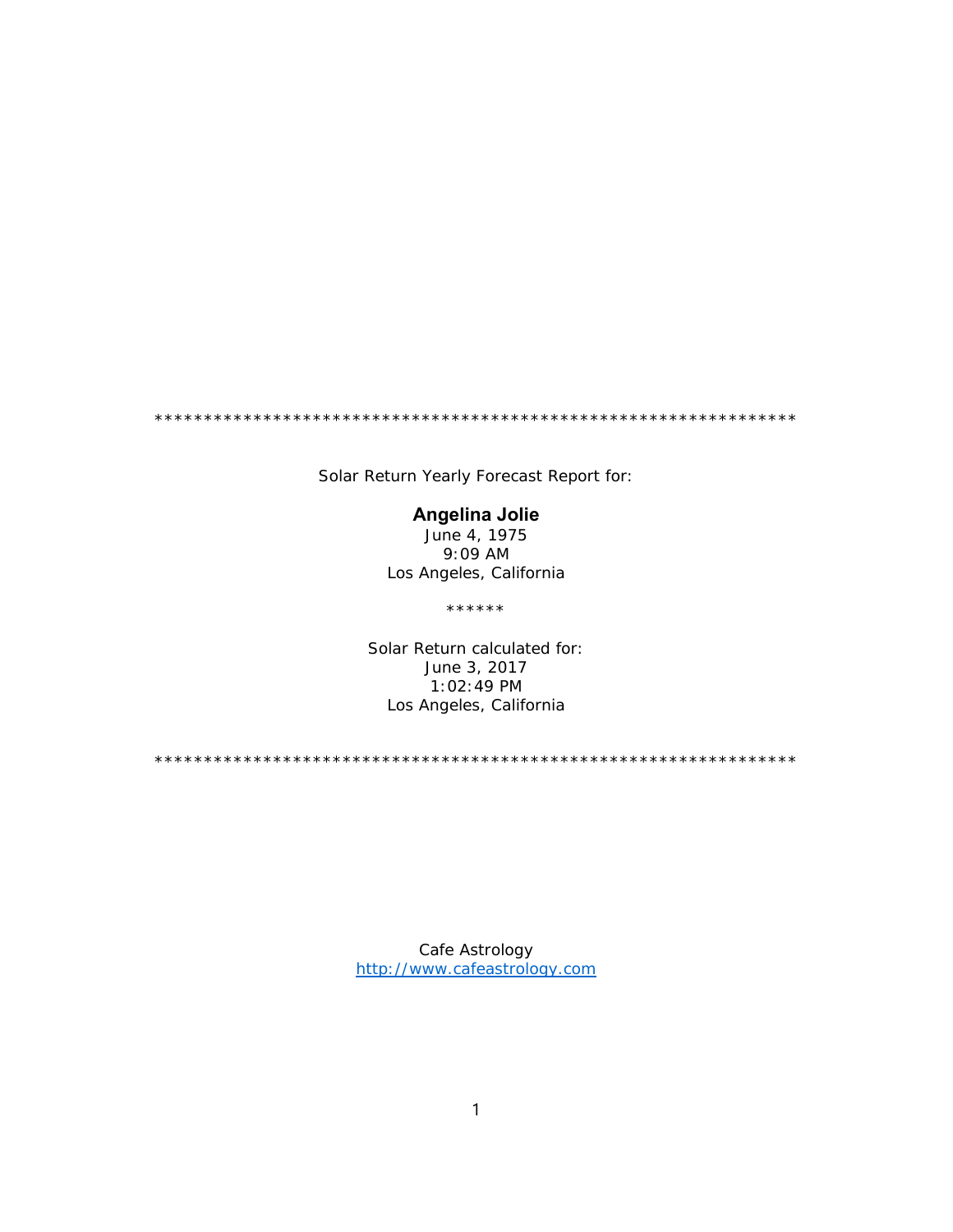****************************************************************

Solar Return Yearly Forecast Report for:

**Angelina Jolie**
June 4, 1975
9:09 AM
Los Angeles, California

******

Solar Return calculated for:
June 3, 2017
1:02:49 PM
Los Angeles, California

****************************************************************

Cafe Astrology
http://www.cafeastrology.com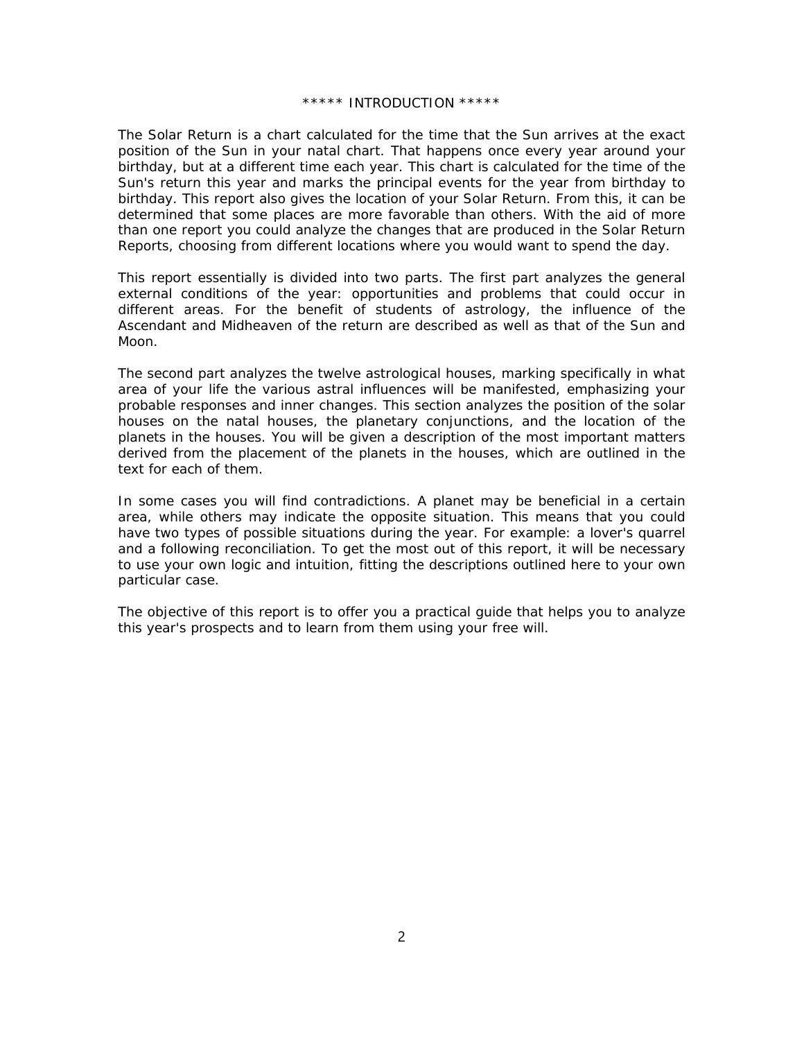***** INTRODUCTION *****

The Solar Return is a chart calculated for the time that the Sun arrives at the exact position of the Sun in your natal chart. That happens once every year around your birthday, but at a different time each year. This chart is calculated for the time of the Sun's return this year and marks the principal events for the year from birthday to birthday. This report also gives the location of your Solar Return. From this, it can be determined that some places are more favorable than others. With the aid of more than one report you could analyze the changes that are produced in the Solar Return Reports, choosing from different locations where you would want to spend the day.

This report essentially is divided into two parts. The first part analyzes the general external conditions of the year: opportunities and problems that could occur in different areas. For the benefit of students of astrology, the influence of the Ascendant and Midheaven of the return are described as well as that of the Sun and Moon.

The second part analyzes the twelve astrological houses, marking specifically in what area of your life the various astral influences will be manifested, emphasizing your probable responses and inner changes. This section analyzes the position of the solar houses on the natal houses, the planetary conjunctions, and the location of the planets in the houses. You will be given a description of the most important matters derived from the placement of the planets in the houses, which are outlined in the text for each of them.

In some cases you will find contradictions. A planet may be beneficial in a certain area, while others may indicate the opposite situation. This means that you could have two types of possible situations during the year. For example: a lover's quarrel and a following reconciliation. To get the most out of this report, it will be necessary to use your own logic and intuition, fitting the descriptions outlined here to your own particular case.

The objective of this report is to offer you a practical guide that helps you to analyze this year's prospects and to learn from them using your free will.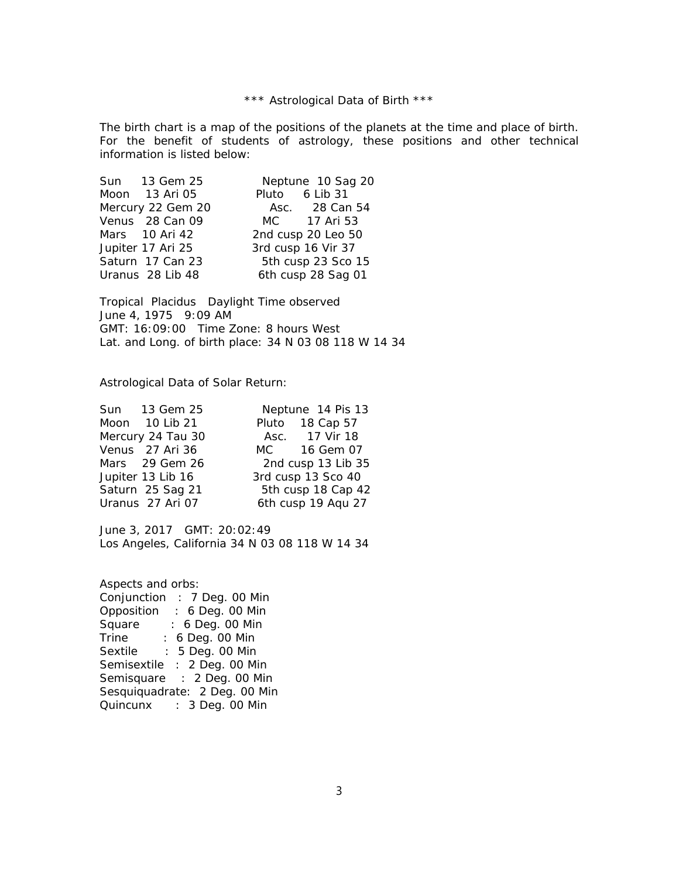*** Astrological Data of Birth ***

The birth chart is a map of the positions of the planets at the time and place of birth. For the benefit of students of astrology, these positions and other technical information is listed below:

| | | | |
|---|---|---|---|
| Sun | 13 Gem 25 | Neptune | 10 Sag 20 |
| Moon | 13 Ari 05 | Pluto | 6 Lib 31 |
| Mercury | 22 Gem 20 | Asc. | 28 Can 54 |
| Venus | 28 Can 09 | MC | 17 Ari 53 |
| Mars | 10 Ari 42 | 2nd cusp | 20 Leo 50 |
| Jupiter | 17 Ari 25 | 3rd cusp | 16 Vir 37 |
| Saturn | 17 Can 23 | 5th cusp | 23 Sco 15 |
| Uranus | 28 Lib 48 | 6th cusp | 28 Sag 01 |

Tropical Placidus Daylight Time observed
June 4, 1975 9:09 AM
GMT: 16:09:00 Time Zone: 8 hours West
Lat. and Long. of birth place: 34 N 03 08 118 W 14 34

Astrological Data of Solar Return:

| | | | |
|---|---|---|---|
| Sun | 13 Gem 25 | Neptune | 14 Pis 13 |
| Moon | 10 Lib 21 | Pluto | 18 Cap 57 |
| Mercury | 24 Tau 30 | Asc. | 17 Vir 18 |
| Venus | 27 Ari 36 | MC | 16 Gem 07 |
| Mars | 29 Gem 26 | 2nd cusp | 13 Lib 35 |
| Jupiter | 13 Lib 16 | 3rd cusp | 13 Sco 40 |
| Saturn | 25 Sag 21 | 5th cusp | 18 Cap 42 |
| Uranus | 27 Ari 07 | 6th cusp | 19 Aqu 27 |

June 3, 2017 GMT: 20:02:49
Los Angeles, California 34 N 03 08 118 W 14 34

Aspects and orbs:
Conjunction : 7 Deg. 00 Min
Opposition : 6 Deg. 00 Min
Square : 6 Deg. 00 Min
Trine : 6 Deg. 00 Min
Sextile : 5 Deg. 00 Min
Semisextile : 2 Deg. 00 Min
Semisquare : 2 Deg. 00 Min
Sesquiquadrate: 2 Deg. 00 Min
Quincunx : 3 Deg. 00 Min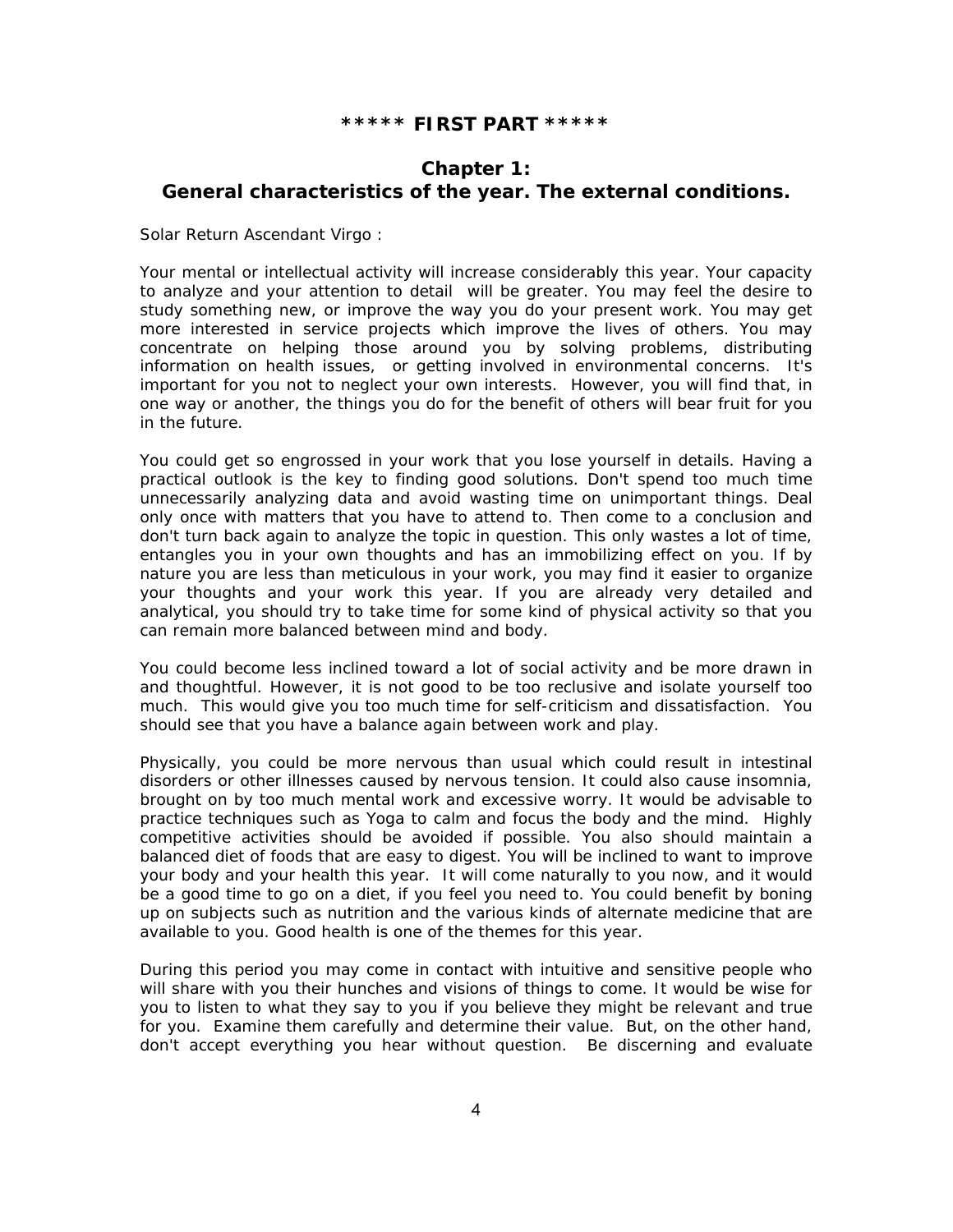**\*\*\*\*\* FIRST PART \*\*\*\*\***

## Chapter 1: General characteristics of the year. The external conditions.

Solar Return Ascendant Virgo :

Your mental or intellectual activity will increase considerably this year. Your capacity to analyze and your attention to detail will be greater. You may feel the desire to study something new, or improve the way you do your present work. You may get more interested in service projects which improve the lives of others. You may concentrate on helping those around you by solving problems, distributing information on health issues, or getting involved in environmental concerns. It's important for you not to neglect your own interests. However, you will find that, in one way or another, the things you do for the benefit of others will bear fruit for you in the future.

You could get so engrossed in your work that you lose yourself in details. Having a practical outlook is the key to finding good solutions. Don't spend too much time unnecessarily analyzing data and avoid wasting time on unimportant things. Deal only once with matters that you have to attend to. Then come to a conclusion and don't turn back again to analyze the topic in question. This only wastes a lot of time, entangles you in your own thoughts and has an immobilizing effect on you. If by nature you are less than meticulous in your work, you may find it easier to organize your thoughts and your work this year. If you are already very detailed and analytical, you should try to take time for some kind of physical activity so that you can remain more balanced between mind and body.

You could become less inclined toward a lot of social activity and be more drawn in and thoughtful. However, it is not good to be too reclusive and isolate yourself too much. This would give you too much time for self-criticism and dissatisfaction. You should see that you have a balance again between work and play.

Physically, you could be more nervous than usual which could result in intestinal disorders or other illnesses caused by nervous tension. It could also cause insomnia, brought on by too much mental work and excessive worry. It would be advisable to practice techniques such as Yoga to calm and focus the body and the mind. Highly competitive activities should be avoided if possible. You also should maintain a balanced diet of foods that are easy to digest. You will be inclined to want to improve your body and your health this year. It will come naturally to you now, and it would be a good time to go on a diet, if you feel you need to. You could benefit by boning up on subjects such as nutrition and the various kinds of alternate medicine that are available to you. Good health is one of the themes for this year.

During this period you may come in contact with intuitive and sensitive people who will share with you their hunches and visions of things to come. It would be wise for you to listen to what they say to you if you believe they might be relevant and true for you. Examine them carefully and determine their value. But, on the other hand, don't accept everything you hear without question. Be discerning and evaluate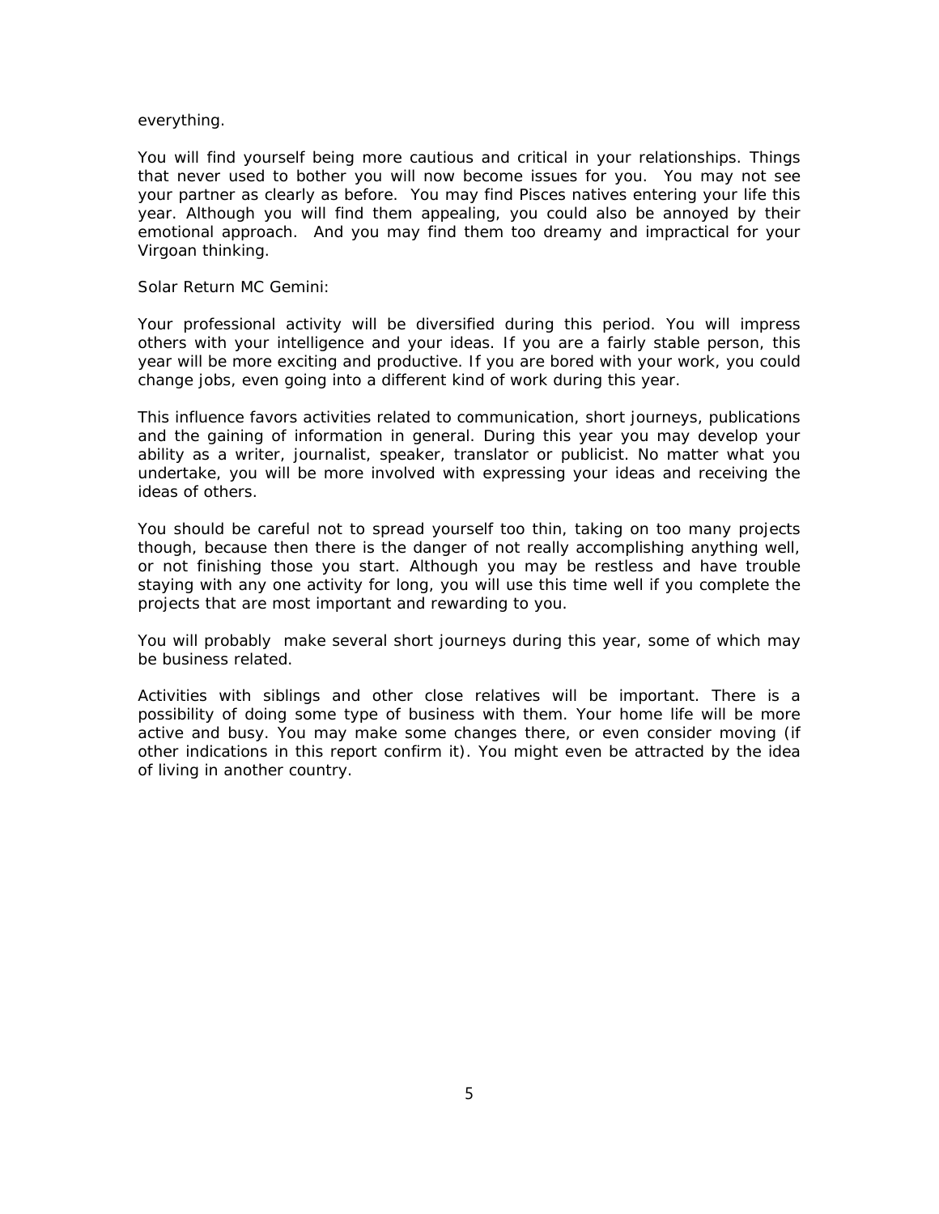everything.

You will find yourself being more cautious and critical in your relationships. Things that never used to bother you will now become issues for you. You may not see your partner as clearly as before. You may find Pisces natives entering your life this year. Although you will find them appealing, you could also be annoyed by their emotional approach. And you may find them too dreamy and impractical for your Virgoan thinking.

Solar Return MC Gemini:

Your professional activity will be diversified during this period. You will impress others with your intelligence and your ideas. If you are a fairly stable person, this year will be more exciting and productive. If you are bored with your work, you could change jobs, even going into a different kind of work during this year.

This influence favors activities related to communication, short journeys, publications and the gaining of information in general. During this year you may develop your ability as a writer, journalist, speaker, translator or publicist. No matter what you undertake, you will be more involved with expressing your ideas and receiving the ideas of others.

You should be careful not to spread yourself too thin, taking on too many projects though, because then there is the danger of not really accomplishing anything well, or not finishing those you start. Although you may be restless and have trouble staying with any one activity for long, you will use this time well if you complete the projects that are most important and rewarding to you.

You will probably make several short journeys during this year, some of which may be business related.

Activities with siblings and other close relatives will be important. There is a possibility of doing some type of business with them. Your home life will be more active and busy. You may make some changes there, or even consider moving (if other indications in this report confirm it). You might even be attracted by the idea of living in another country.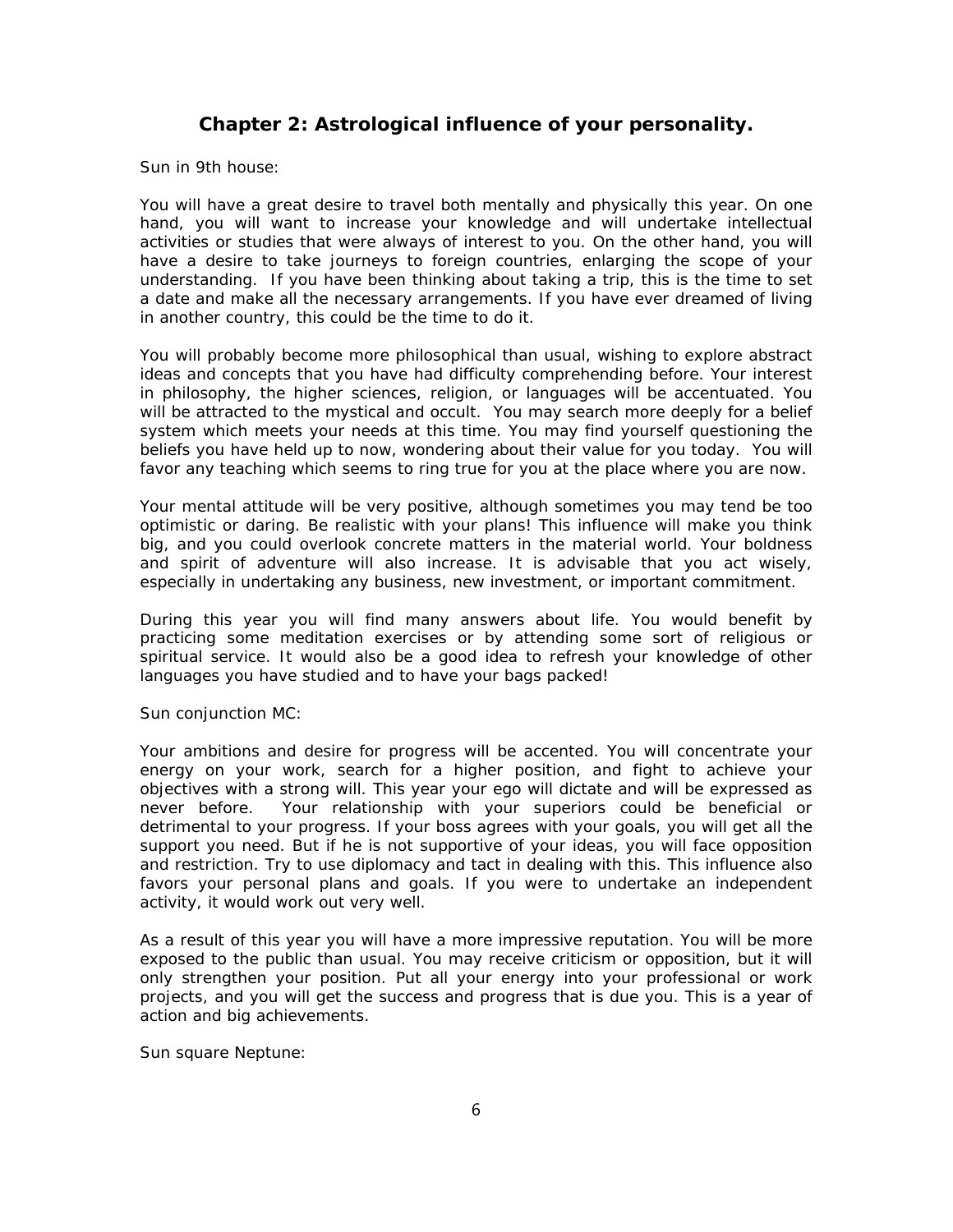## Chapter 2: Astrological influence of your personality.

Sun in 9th house:

You will have a great desire to travel both mentally and physically this year. On one hand, you will want to increase your knowledge and will undertake intellectual activities or studies that were always of interest to you. On the other hand, you will have a desire to take journeys to foreign countries, enlarging the scope of your understanding. If you have been thinking about taking a trip, this is the time to set a date and make all the necessary arrangements. If you have ever dreamed of living in another country, this could be the time to do it.

You will probably become more philosophical than usual, wishing to explore abstract ideas and concepts that you have had difficulty comprehending before. Your interest in philosophy, the higher sciences, religion, or languages will be accentuated. You will be attracted to the mystical and occult. You may search more deeply for a belief system which meets your needs at this time. You may find yourself questioning the beliefs you have held up to now, wondering about their value for you today. You will favor any teaching which seems to ring true for you at the place where you are now.

Your mental attitude will be very positive, although sometimes you may tend be too optimistic or daring. Be realistic with your plans! This influence will make you think big, and you could overlook concrete matters in the material world. Your boldness and spirit of adventure will also increase. It is advisable that you act wisely, especially in undertaking any business, new investment, or important commitment.

During this year you will find many answers about life. You would benefit by practicing some meditation exercises or by attending some sort of religious or spiritual service. It would also be a good idea to refresh your knowledge of other languages you have studied and to have your bags packed!

Sun conjunction MC:

Your ambitions and desire for progress will be accented. You will concentrate your energy on your work, search for a higher position, and fight to achieve your objectives with a strong will. This year your ego will dictate and will be expressed as never before. Your relationship with your superiors could be beneficial or detrimental to your progress. If your boss agrees with your goals, you will get all the support you need. But if he is not supportive of your ideas, you will face opposition and restriction. Try to use diplomacy and tact in dealing with this. This influence also favors your personal plans and goals. If you were to undertake an independent activity, it would work out very well.

As a result of this year you will have a more impressive reputation. You will be more exposed to the public than usual. You may receive criticism or opposition, but it will only strengthen your position. Put all your energy into your professional or work projects, and you will get the success and progress that is due you. This is a year of action and big achievements.

Sun square Neptune: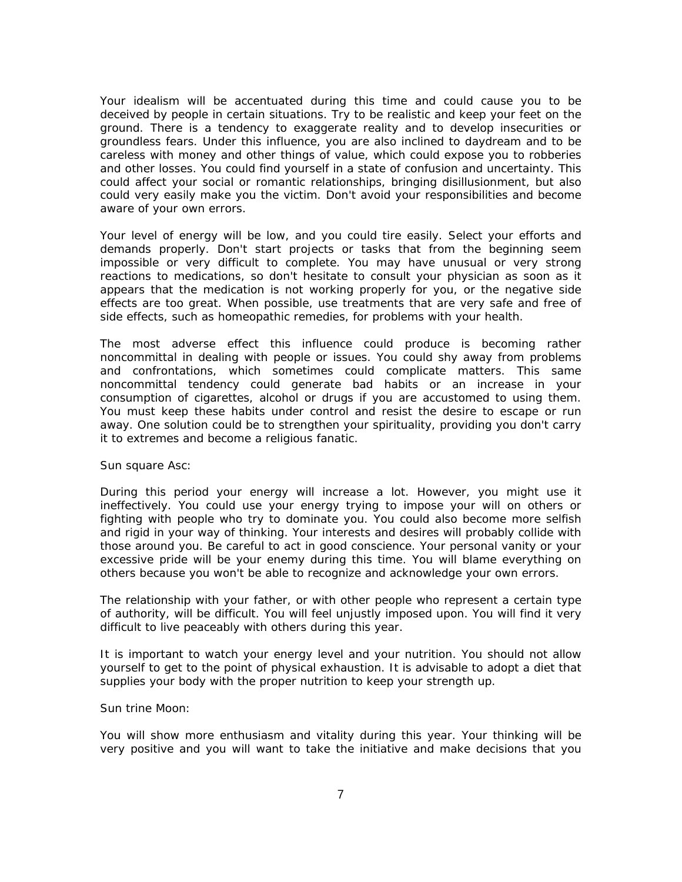Your idealism will be accentuated during this time and could cause you to be deceived by people in certain situations. Try to be realistic and keep your feet on the ground. There is a tendency to exaggerate reality and to develop insecurities or groundless fears. Under this influence, you are also inclined to daydream and to be careless with money and other things of value, which could expose you to robberies and other losses. You could find yourself in a state of confusion and uncertainty. This could affect your social or romantic relationships, bringing disillusionment, but also could very easily make you the victim. Don't avoid your responsibilities and become aware of your own errors.

Your level of energy will be low, and you could tire easily. Select your efforts and demands properly. Don't start projects or tasks that from the beginning seem impossible or very difficult to complete. You may have unusual or very strong reactions to medications, so don't hesitate to consult your physician as soon as it appears that the medication is not working properly for you, or the negative side effects are too great. When possible, use treatments that are very safe and free of side effects, such as homeopathic remedies, for problems with your health.

The most adverse effect this influence could produce is becoming rather noncommittal in dealing with people or issues. You could shy away from problems and confrontations, which sometimes could complicate matters. This same noncommittal tendency could generate bad habits or an increase in your consumption of cigarettes, alcohol or drugs if you are accustomed to using them. You must keep these habits under control and resist the desire to escape or run away. One solution could be to strengthen your spirituality, providing you don't carry it to extremes and become a religious fanatic.

Sun square Asc:

During this period your energy will increase a lot. However, you might use it ineffectively. You could use your energy trying to impose your will on others or fighting with people who try to dominate you. You could also become more selfish and rigid in your way of thinking. Your interests and desires will probably collide with those around you. Be careful to act in good conscience. Your personal vanity or your excessive pride will be your enemy during this time. You will blame everything on others because you won't be able to recognize and acknowledge your own errors.

The relationship with your father, or with other people who represent a certain type of authority, will be difficult. You will feel unjustly imposed upon. You will find it very difficult to live peaceably with others during this year.

It is important to watch your energy level and your nutrition. You should not allow yourself to get to the point of physical exhaustion. It is advisable to adopt a diet that supplies your body with the proper nutrition to keep your strength up.

Sun trine Moon:

You will show more enthusiasm and vitality during this year. Your thinking will be very positive and you will want to take the initiative and make decisions that you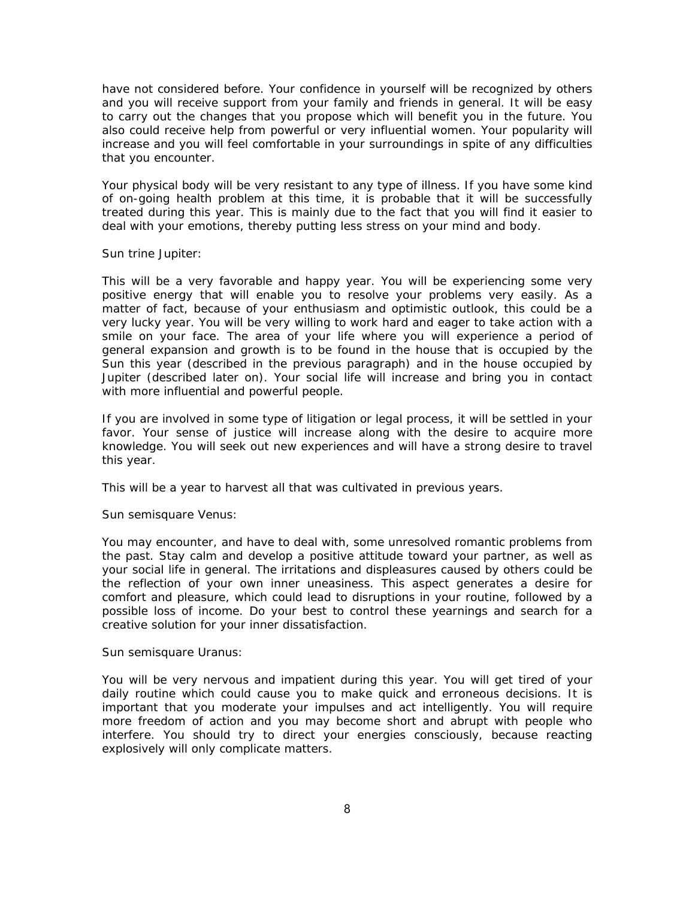have not considered before. Your confidence in yourself will be recognized by others and you will receive support from your family and friends in general. It will be easy to carry out the changes that you propose which will benefit you in the future. You also could receive help from powerful or very influential women. Your popularity will increase and you will feel comfortable in your surroundings in spite of any difficulties that you encounter.

Your physical body will be very resistant to any type of illness. If you have some kind of on-going health problem at this time, it is probable that it will be successfully treated during this year. This is mainly due to the fact that you will find it easier to deal with your emotions, thereby putting less stress on your mind and body.

Sun trine Jupiter:

This will be a very favorable and happy year. You will be experiencing some very positive energy that will enable you to resolve your problems very easily. As a matter of fact, because of your enthusiasm and optimistic outlook, this could be a very lucky year. You will be very willing to work hard and eager to take action with a smile on your face. The area of your life where you will experience a period of general expansion and growth is to be found in the house that is occupied by the Sun this year (described in the previous paragraph) and in the house occupied by Jupiter (described later on). Your social life will increase and bring you in contact with more influential and powerful people.

If you are involved in some type of litigation or legal process, it will be settled in your favor. Your sense of justice will increase along with the desire to acquire more knowledge. You will seek out new experiences and will have a strong desire to travel this year.

This will be a year to harvest all that was cultivated in previous years.

Sun semisquare Venus:

You may encounter, and have to deal with, some unresolved romantic problems from the past. Stay calm and develop a positive attitude toward your partner, as well as your social life in general. The irritations and displeasures caused by others could be the reflection of your own inner uneasiness. This aspect generates a desire for comfort and pleasure, which could lead to disruptions in your routine, followed by a possible loss of income. Do your best to control these yearnings and search for a creative solution for your inner dissatisfaction.

Sun semisquare Uranus:

You will be very nervous and impatient during this year. You will get tired of your daily routine which could cause you to make quick and erroneous decisions. It is important that you moderate your impulses and act intelligently. You will require more freedom of action and you may become short and abrupt with people who interfere. You should try to direct your energies consciously, because reacting explosively will only complicate matters.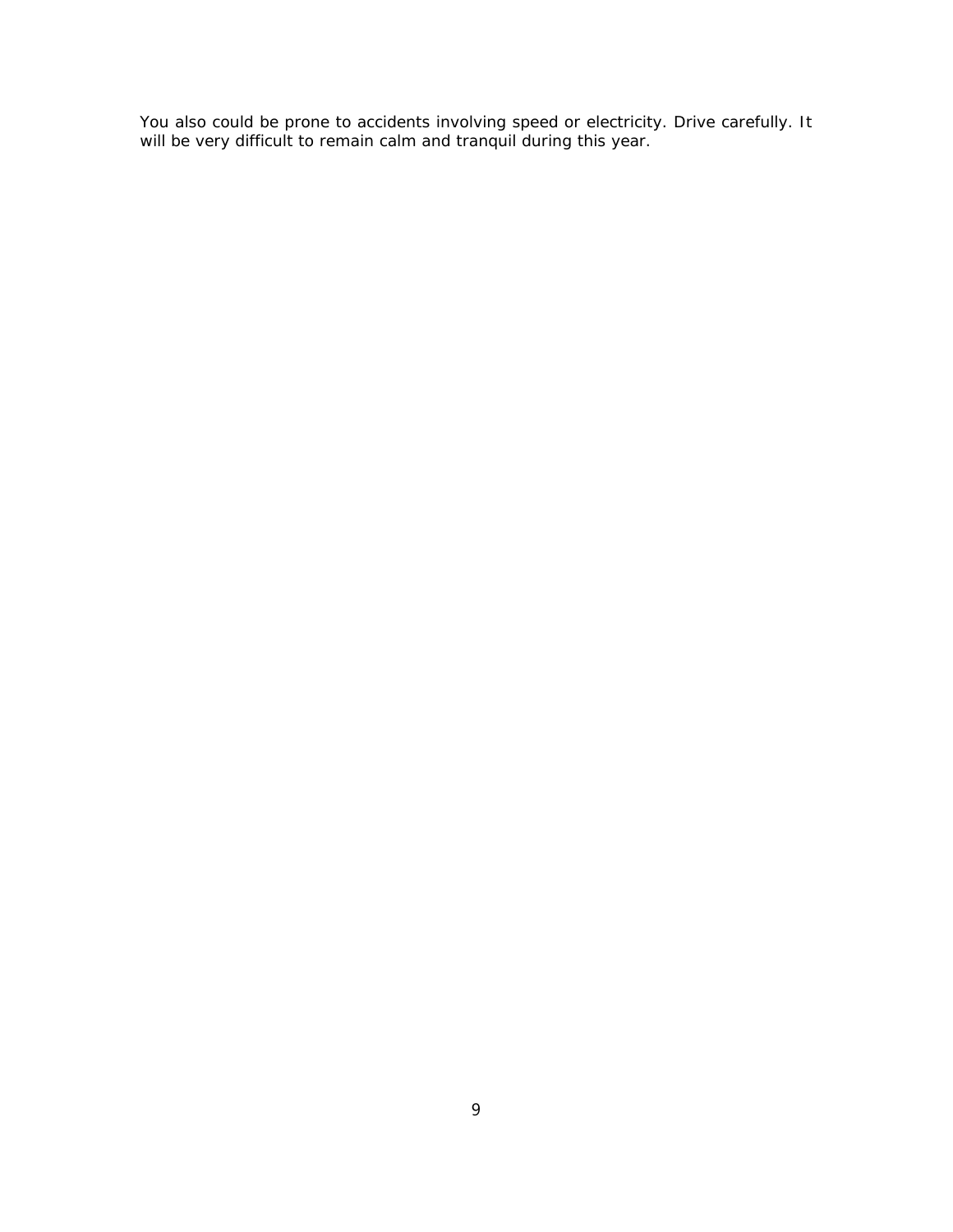You also could be prone to accidents involving speed or electricity. Drive carefully. It will be very difficult to remain calm and tranquil during this year.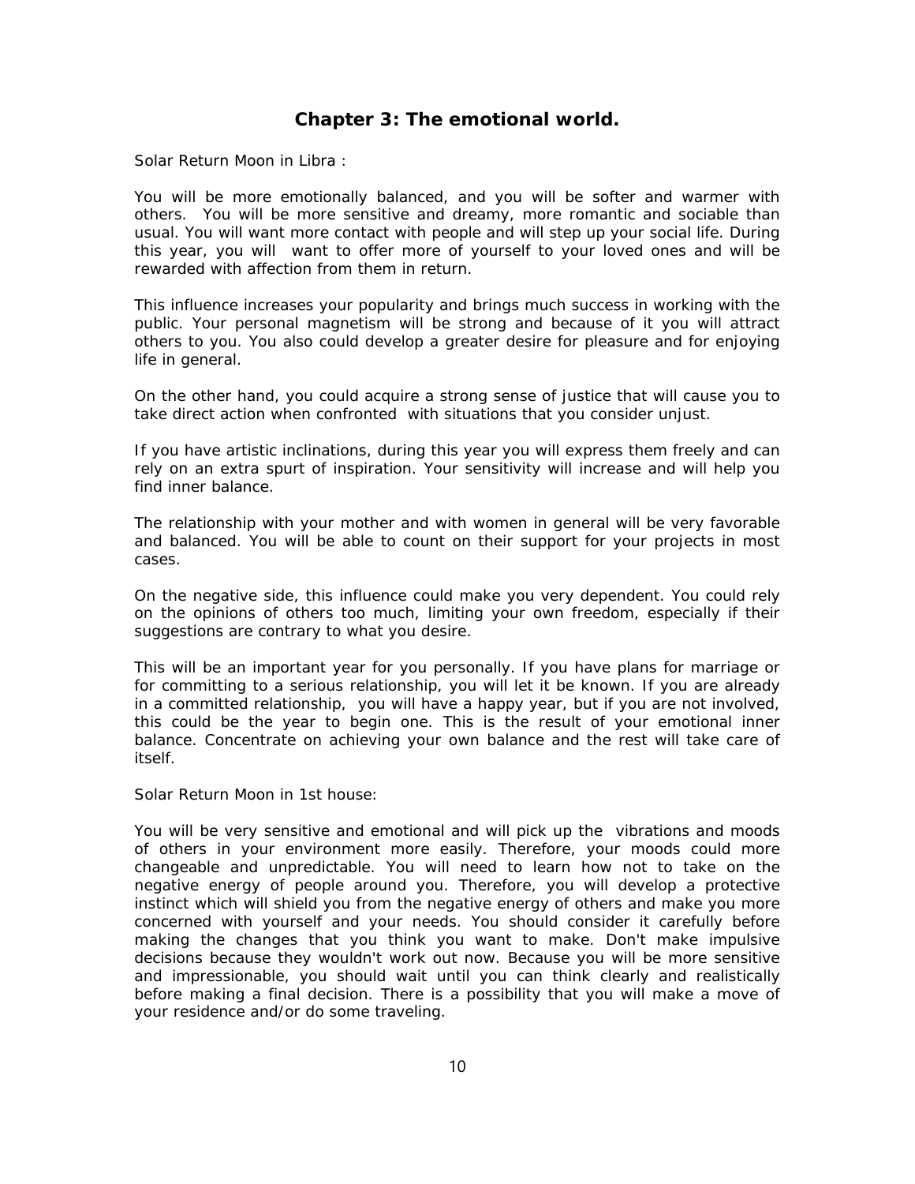## Chapter 3: The emotional world.

Solar Return Moon in Libra :

You will be more emotionally balanced, and you will be softer and warmer with others. You will be more sensitive and dreamy, more romantic and sociable than usual. You will want more contact with people and will step up your social life. During this year, you will want to offer more of yourself to your loved ones and will be rewarded with affection from them in return.

This influence increases your popularity and brings much success in working with the public. Your personal magnetism will be strong and because of it you will attract others to you. You also could develop a greater desire for pleasure and for enjoying life in general.

On the other hand, you could acquire a strong sense of justice that will cause you to take direct action when confronted with situations that you consider unjust.

If you have artistic inclinations, during this year you will express them freely and can rely on an extra spurt of inspiration. Your sensitivity will increase and will help you find inner balance.

The relationship with your mother and with women in general will be very favorable and balanced. You will be able to count on their support for your projects in most cases.

On the negative side, this influence could make you very dependent. You could rely on the opinions of others too much, limiting your own freedom, especially if their suggestions are contrary to what you desire.

This will be an important year for you personally. If you have plans for marriage or for committing to a serious relationship, you will let it be known. If you are already in a committed relationship, you will have a happy year, but if you are not involved, this could be the year to begin one. This is the result of your emotional inner balance. Concentrate on achieving your own balance and the rest will take care of itself.

Solar Return Moon in 1st house:

You will be very sensitive and emotional and will pick up the vibrations and moods of others in your environment more easily. Therefore, your moods could more changeable and unpredictable. You will need to learn how not to take on the negative energy of people around you. Therefore, you will develop a protective instinct which will shield you from the negative energy of others and make you more concerned with yourself and your needs. You should consider it carefully before making the changes that you think you want to make. Don't make impulsive decisions because they wouldn't work out now. Because you will be more sensitive and impressionable, you should wait until you can think clearly and realistically before making a final decision. There is a possibility that you will make a move of your residence and/or do some traveling.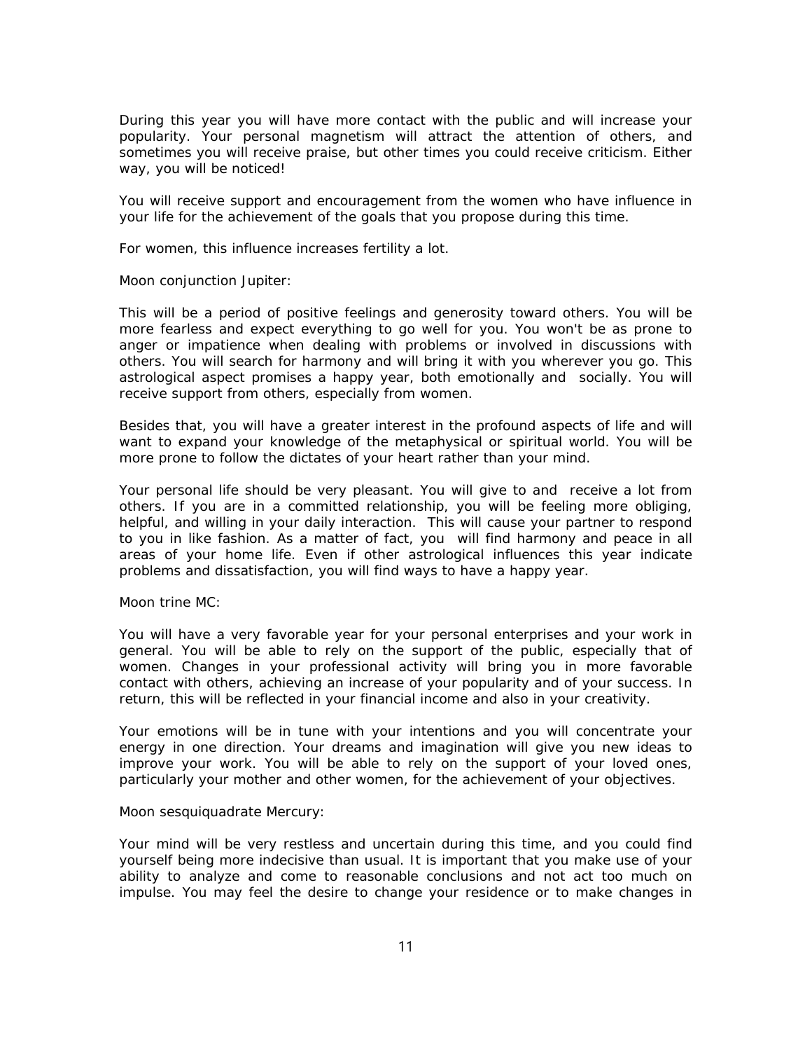During this year you will have more contact with the public and will increase your popularity. Your personal magnetism will attract the attention of others, and sometimes you will receive praise, but other times you could receive criticism. Either way, you will be noticed!

You will receive support and encouragement from the women who have influence in your life for the achievement of the goals that you propose during this time.

For women, this influence increases fertility a lot.

Moon conjunction Jupiter:

This will be a period of positive feelings and generosity toward others. You will be more fearless and expect everything to go well for you. You won't be as prone to anger or impatience when dealing with problems or involved in discussions with others. You will search for harmony and will bring it with you wherever you go. This astrological aspect promises a happy year, both emotionally and socially. You will receive support from others, especially from women.

Besides that, you will have a greater interest in the profound aspects of life and will want to expand your knowledge of the metaphysical or spiritual world. You will be more prone to follow the dictates of your heart rather than your mind.

Your personal life should be very pleasant. You will give to and receive a lot from others. If you are in a committed relationship, you will be feeling more obliging, helpful, and willing in your daily interaction. This will cause your partner to respond to you in like fashion. As a matter of fact, you will find harmony and peace in all areas of your home life. Even if other astrological influences this year indicate problems and dissatisfaction, you will find ways to have a happy year.

Moon trine MC:

You will have a very favorable year for your personal enterprises and your work in general. You will be able to rely on the support of the public, especially that of women. Changes in your professional activity will bring you in more favorable contact with others, achieving an increase of your popularity and of your success. In return, this will be reflected in your financial income and also in your creativity.

Your emotions will be in tune with your intentions and you will concentrate your energy in one direction. Your dreams and imagination will give you new ideas to improve your work. You will be able to rely on the support of your loved ones, particularly your mother and other women, for the achievement of your objectives.

Moon sesquiquadrate Mercury:

Your mind will be very restless and uncertain during this time, and you could find yourself being more indecisive than usual. It is important that you make use of your ability to analyze and come to reasonable conclusions and not act too much on impulse. You may feel the desire to change your residence or to make changes in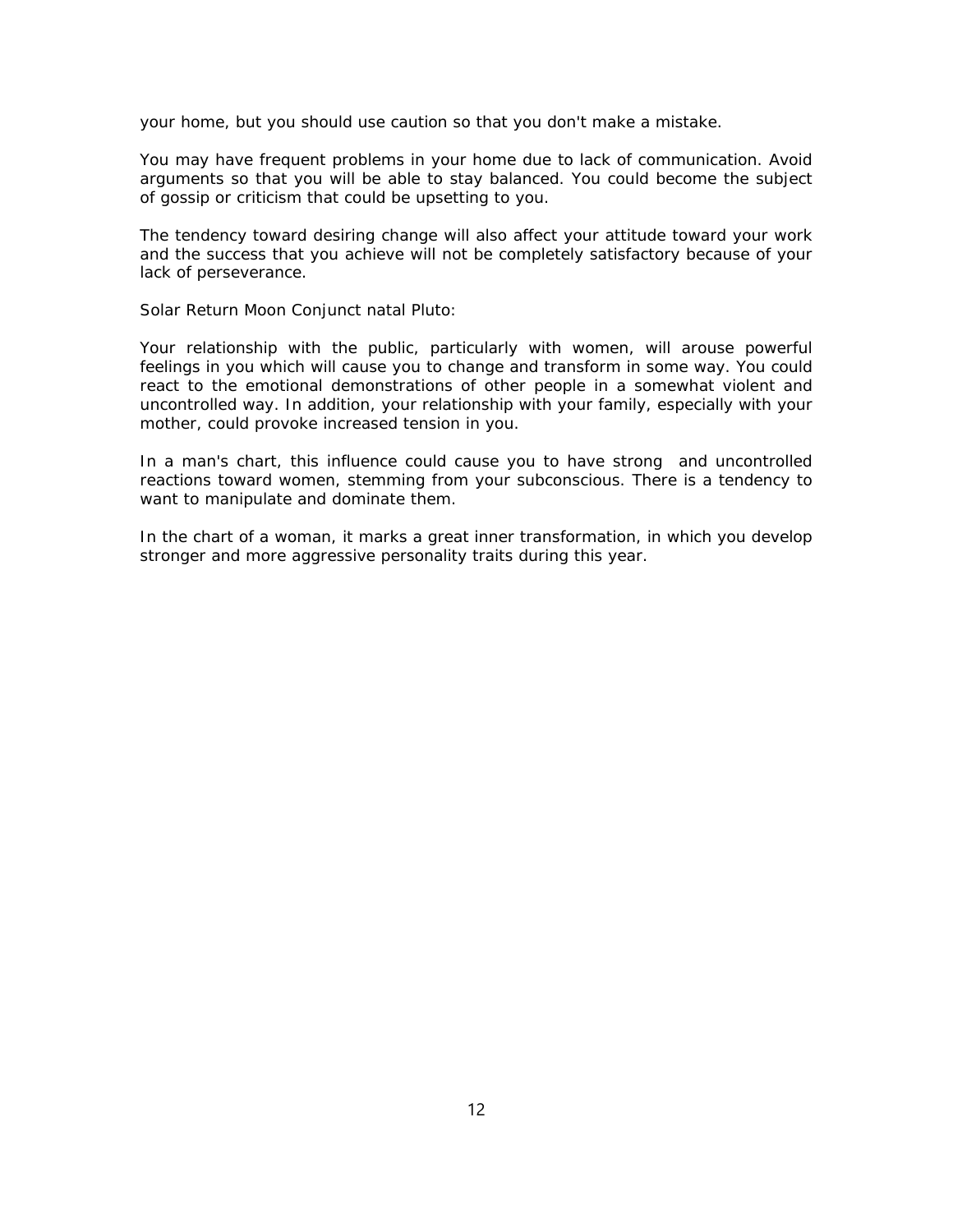your home, but you should use caution so that you don't make a mistake.

You may have frequent problems in your home due to lack of communication. Avoid arguments so that you will be able to stay balanced. You could become the subject of gossip or criticism that could be upsetting to you.

The tendency toward desiring change will also affect your attitude toward your work and the success that you achieve will not be completely satisfactory because of your lack of perseverance.

Solar Return Moon Conjunct natal Pluto:

Your relationship with the public, particularly with women, will arouse powerful feelings in you which will cause you to change and transform in some way. You could react to the emotional demonstrations of other people in a somewhat violent and uncontrolled way. In addition, your relationship with your family, especially with your mother, could provoke increased tension in you.

In a man's chart, this influence could cause you to have strong and uncontrolled reactions toward women, stemming from your subconscious. There is a tendency to want to manipulate and dominate them.

In the chart of a woman, it marks a great inner transformation, in which you develop stronger and more aggressive personality traits during this year.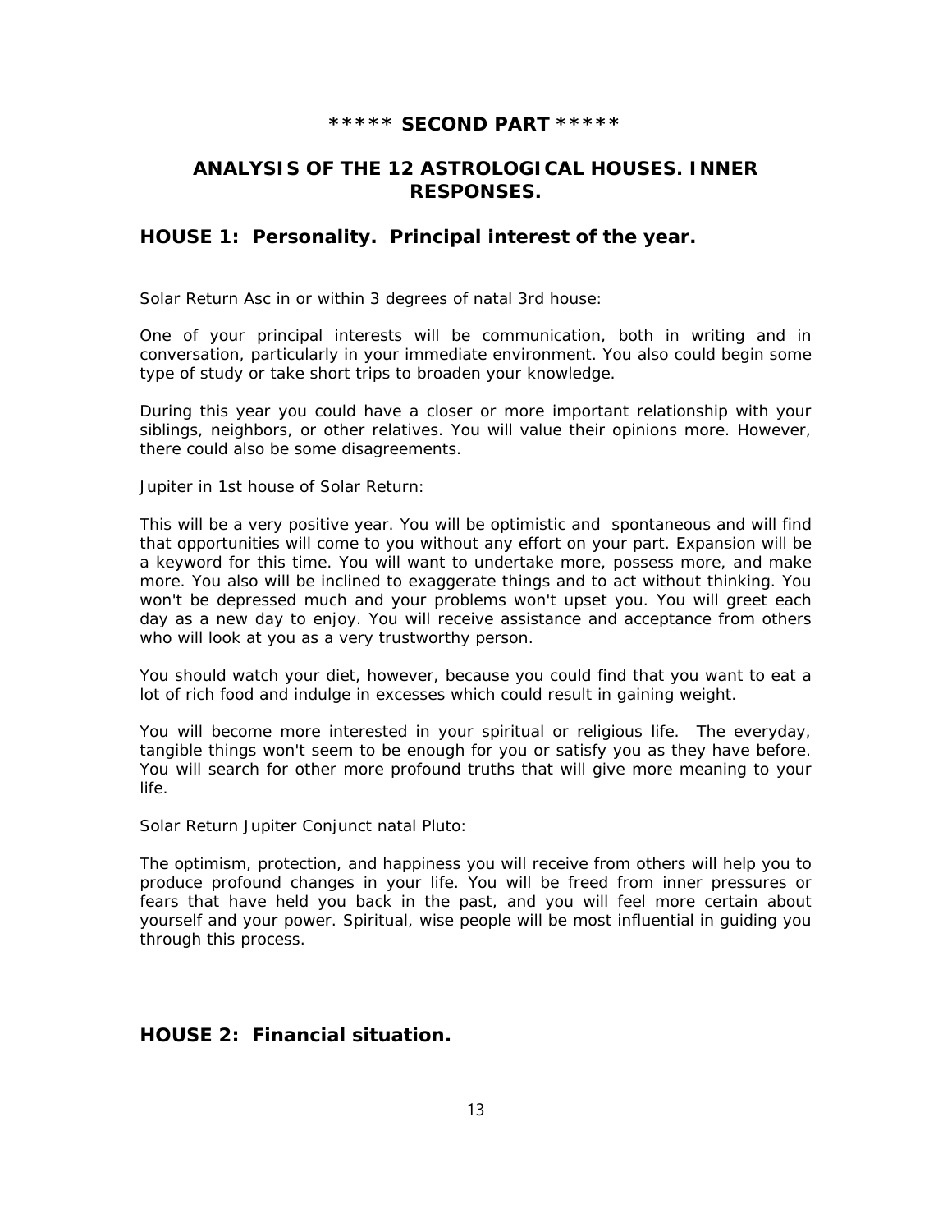## ***** SECOND PART *****

## ANALYSIS OF THE 12 ASTROLOGICAL HOUSES. INNER RESPONSES.

### HOUSE 1: Personality. Principal interest of the year.

Solar Return Asc in or within 3 degrees of natal 3rd house:

One of your principal interests will be communication, both in writing and in conversation, particularly in your immediate environment. You also could begin some type of study or take short trips to broaden your knowledge.

During this year you could have a closer or more important relationship with your siblings, neighbors, or other relatives. You will value their opinions more. However, there could also be some disagreements.

Jupiter in 1st house of Solar Return:

This will be a very positive year. You will be optimistic and spontaneous and will find that opportunities will come to you without any effort on your part. Expansion will be a keyword for this time. You will want to undertake more, possess more, and make more. You also will be inclined to exaggerate things and to act without thinking. You won't be depressed much and your problems won't upset you. You will greet each day as a new day to enjoy. You will receive assistance and acceptance from others who will look at you as a very trustworthy person.

You should watch your diet, however, because you could find that you want to eat a lot of rich food and indulge in excesses which could result in gaining weight.

You will become more interested in your spiritual or religious life. The everyday, tangible things won't seem to be enough for you or satisfy you as they have before. You will search for other more profound truths that will give more meaning to your life.

Solar Return Jupiter Conjunct natal Pluto:

The optimism, protection, and happiness you will receive from others will help you to produce profound changes in your life. You will be freed from inner pressures or fears that have held you back in the past, and you will feel more certain about yourself and your power. Spiritual, wise people will be most influential in guiding you through this process.

### HOUSE 2: Financial situation.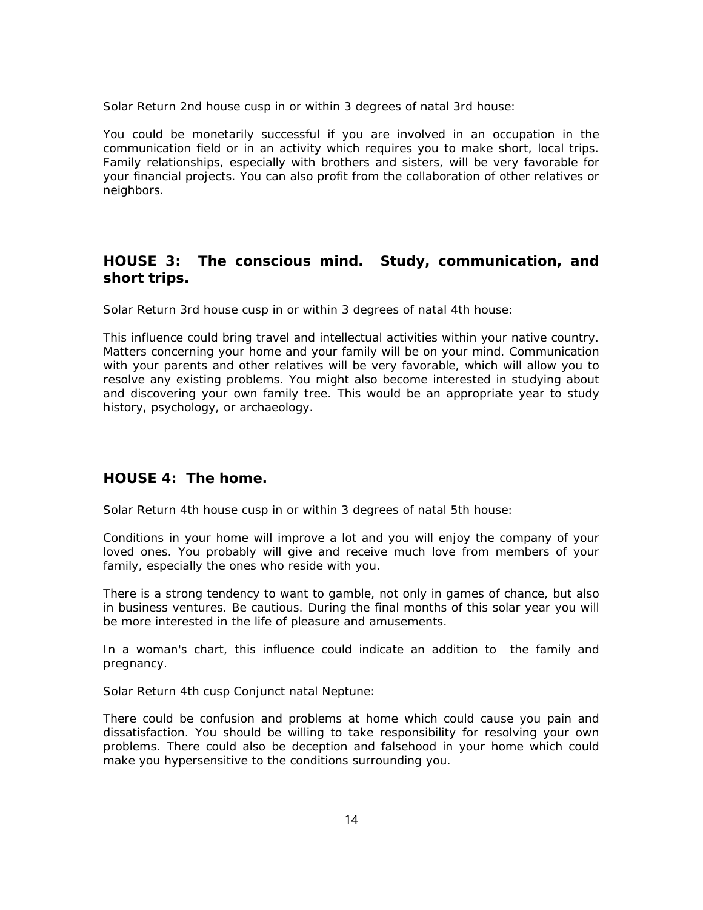Solar Return 2nd house cusp in or within 3 degrees of natal 3rd house:

You could be monetarily successful if you are involved in an occupation in the communication field or in an activity which requires you to make short, local trips. Family relationships, especially with brothers and sisters, will be very favorable for your financial projects. You can also profit from the collaboration of other relatives or neighbors.

## HOUSE 3: The conscious mind. Study, communication, and short trips.

Solar Return 3rd house cusp in or within 3 degrees of natal 4th house:

This influence could bring travel and intellectual activities within your native country. Matters concerning your home and your family will be on your mind. Communication with your parents and other relatives will be very favorable, which will allow you to resolve any existing problems. You might also become interested in studying about and discovering your own family tree. This would be an appropriate year to study history, psychology, or archaeology.

## HOUSE 4: The home.

Solar Return 4th house cusp in or within 3 degrees of natal 5th house:

Conditions in your home will improve a lot and you will enjoy the company of your loved ones. You probably will give and receive much love from members of your family, especially the ones who reside with you.

There is a strong tendency to want to gamble, not only in games of chance, but also in business ventures. Be cautious. During the final months of this solar year you will be more interested in the life of pleasure and amusements.

In a woman's chart, this influence could indicate an addition to the family and pregnancy.

Solar Return 4th cusp Conjunct natal Neptune:

There could be confusion and problems at home which could cause you pain and dissatisfaction. You should be willing to take responsibility for resolving your own problems. There could also be deception and falsehood in your home which could make you hypersensitive to the conditions surrounding you.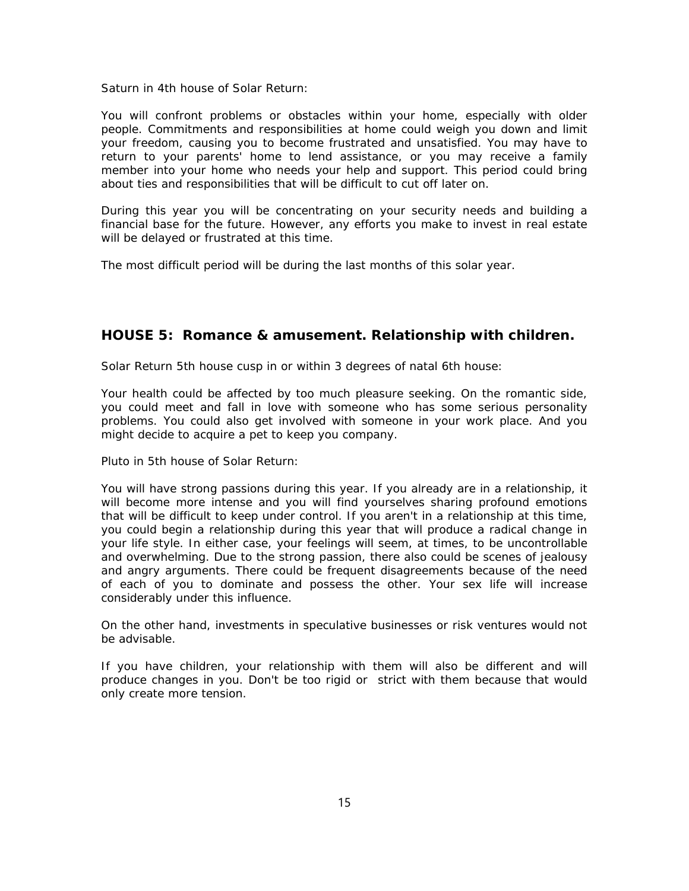Saturn in 4th house of Solar Return:

You will confront problems or obstacles within your home, especially with older people. Commitments and responsibilities at home could weigh you down and limit your freedom, causing you to become frustrated and unsatisfied. You may have to return to your parents' home to lend assistance, or you may receive a family member into your home who needs your help and support. This period could bring about ties and responsibilities that will be difficult to cut off later on.

During this year you will be concentrating on your security needs and building a financial base for the future. However, any efforts you make to invest in real estate will be delayed or frustrated at this time.

The most difficult period will be during the last months of this solar year.

## HOUSE 5: Romance & amusement. Relationship with children.

Solar Return 5th house cusp in or within 3 degrees of natal 6th house:

Your health could be affected by too much pleasure seeking. On the romantic side, you could meet and fall in love with someone who has some serious personality problems. You could also get involved with someone in your work place. And you might decide to acquire a pet to keep you company.

Pluto in 5th house of Solar Return:

You will have strong passions during this year. If you already are in a relationship, it will become more intense and you will find yourselves sharing profound emotions that will be difficult to keep under control. If you aren't in a relationship at this time, you could begin a relationship during this year that will produce a radical change in your life style. In either case, your feelings will seem, at times, to be uncontrollable and overwhelming. Due to the strong passion, there also could be scenes of jealousy and angry arguments. There could be frequent disagreements because of the need of each of you to dominate and possess the other. Your sex life will increase considerably under this influence.

On the other hand, investments in speculative businesses or risk ventures would not be advisable.

If you have children, your relationship with them will also be different and will produce changes in you. Don't be too rigid or strict with them because that would only create more tension.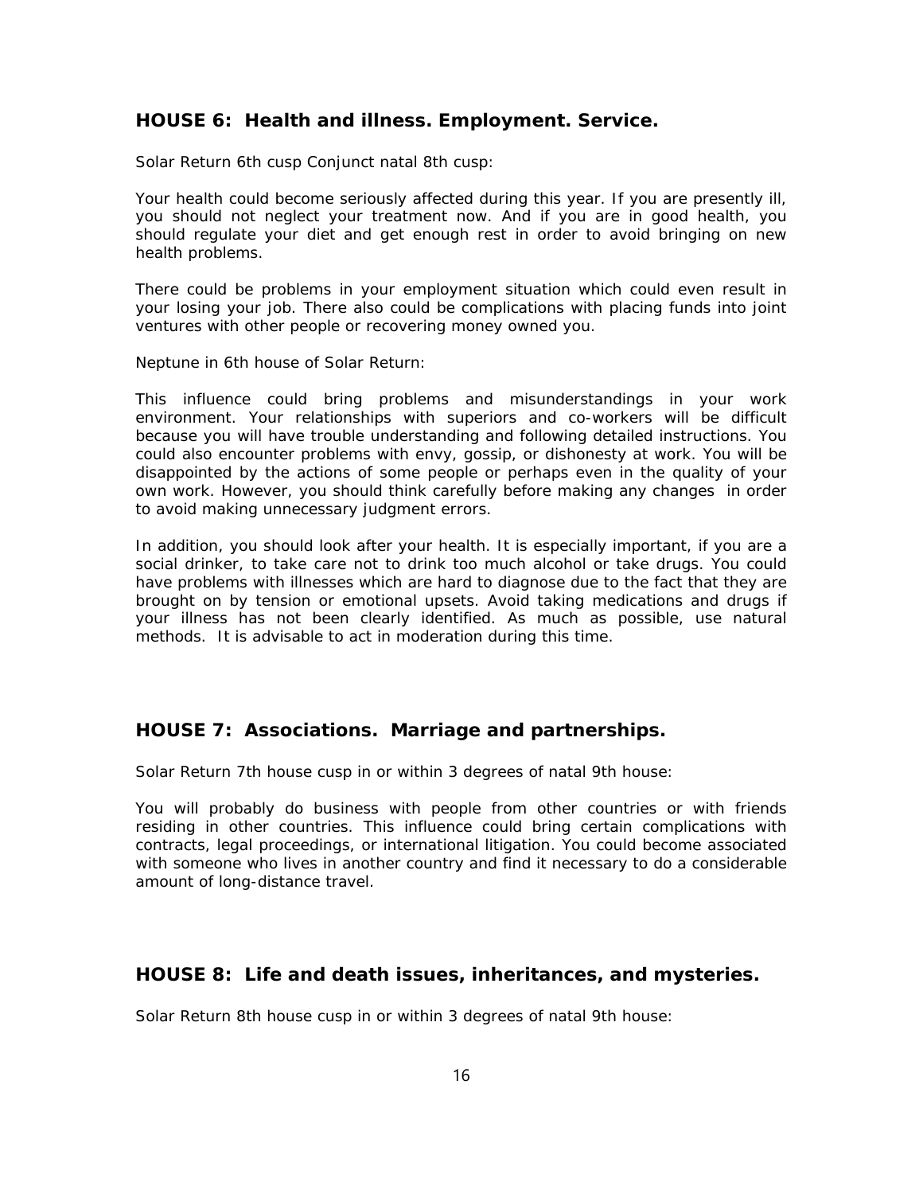## HOUSE 6: Health and illness. Employment. Service.

Solar Return 6th cusp Conjunct natal 8th cusp:

Your health could become seriously affected during this year. If you are presently ill, you should not neglect your treatment now. And if you are in good health, you should regulate your diet and get enough rest in order to avoid bringing on new health problems.

There could be problems in your employment situation which could even result in your losing your job. There also could be complications with placing funds into joint ventures with other people or recovering money owned you.

Neptune in 6th house of Solar Return:

This influence could bring problems and misunderstandings in your work environment. Your relationships with superiors and co-workers will be difficult because you will have trouble understanding and following detailed instructions. You could also encounter problems with envy, gossip, or dishonesty at work. You will be disappointed by the actions of some people or perhaps even in the quality of your own work. However, you should think carefully before making any changes in order to avoid making unnecessary judgment errors.

In addition, you should look after your health. It is especially important, if you are a social drinker, to take care not to drink too much alcohol or take drugs. You could have problems with illnesses which are hard to diagnose due to the fact that they are brought on by tension or emotional upsets. Avoid taking medications and drugs if your illness has not been clearly identified. As much as possible, use natural methods. It is advisable to act in moderation during this time.

## HOUSE 7: Associations. Marriage and partnerships.

Solar Return 7th house cusp in or within 3 degrees of natal 9th house:

You will probably do business with people from other countries or with friends residing in other countries. This influence could bring certain complications with contracts, legal proceedings, or international litigation. You could become associated with someone who lives in another country and find it necessary to do a considerable amount of long-distance travel.

## HOUSE 8: Life and death issues, inheritances, and mysteries.

Solar Return 8th house cusp in or within 3 degrees of natal 9th house: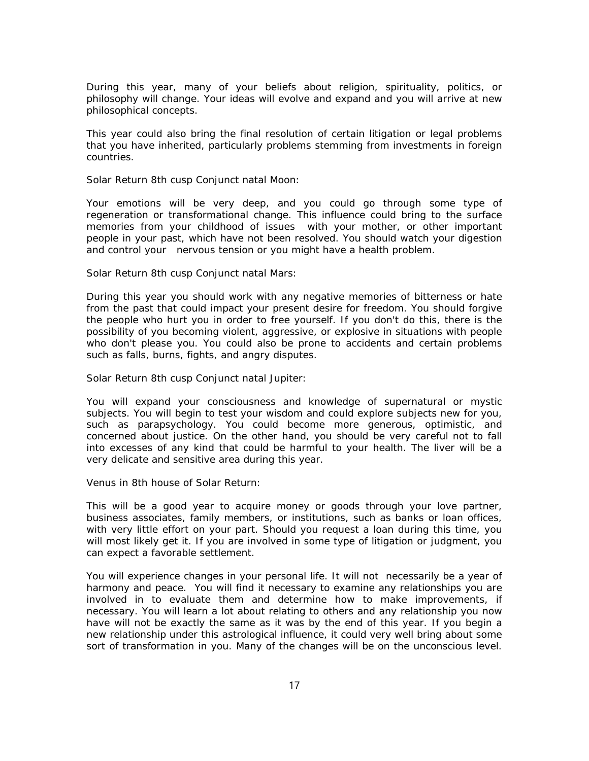During this year, many of your beliefs about religion, spirituality, politics, or philosophy will change. Your ideas will evolve and expand and you will arrive at new philosophical concepts.

This year could also bring the final resolution of certain litigation or legal problems that you have inherited, particularly problems stemming from investments in foreign countries.

Solar Return 8th cusp Conjunct natal Moon:

Your emotions will be very deep, and you could go through some type of regeneration or transformational change. This influence could bring to the surface memories from your childhood of issues with your mother, or other important people in your past, which have not been resolved. You should watch your digestion and control your nervous tension or you might have a health problem.

Solar Return 8th cusp Conjunct natal Mars:

During this year you should work with any negative memories of bitterness or hate from the past that could impact your present desire for freedom. You should forgive the people who hurt you in order to free yourself. If you don't do this, there is the possibility of you becoming violent, aggressive, or explosive in situations with people who don't please you. You could also be prone to accidents and certain problems such as falls, burns, fights, and angry disputes.

Solar Return 8th cusp Conjunct natal Jupiter:

You will expand your consciousness and knowledge of supernatural or mystic subjects. You will begin to test your wisdom and could explore subjects new for you, such as parapsychology. You could become more generous, optimistic, and concerned about justice. On the other hand, you should be very careful not to fall into excesses of any kind that could be harmful to your health. The liver will be a very delicate and sensitive area during this year.

Venus in 8th house of Solar Return:

This will be a good year to acquire money or goods through your love partner, business associates, family members, or institutions, such as banks or loan offices, with very little effort on your part. Should you request a loan during this time, you will most likely get it. If you are involved in some type of litigation or judgment, you can expect a favorable settlement.

You will experience changes in your personal life. It will not necessarily be a year of harmony and peace. You will find it necessary to examine any relationships you are involved in to evaluate them and determine how to make improvements, if necessary. You will learn a lot about relating to others and any relationship you now have will not be exactly the same as it was by the end of this year. If you begin a new relationship under this astrological influence, it could very well bring about some sort of transformation in you. Many of the changes will be on the unconscious level.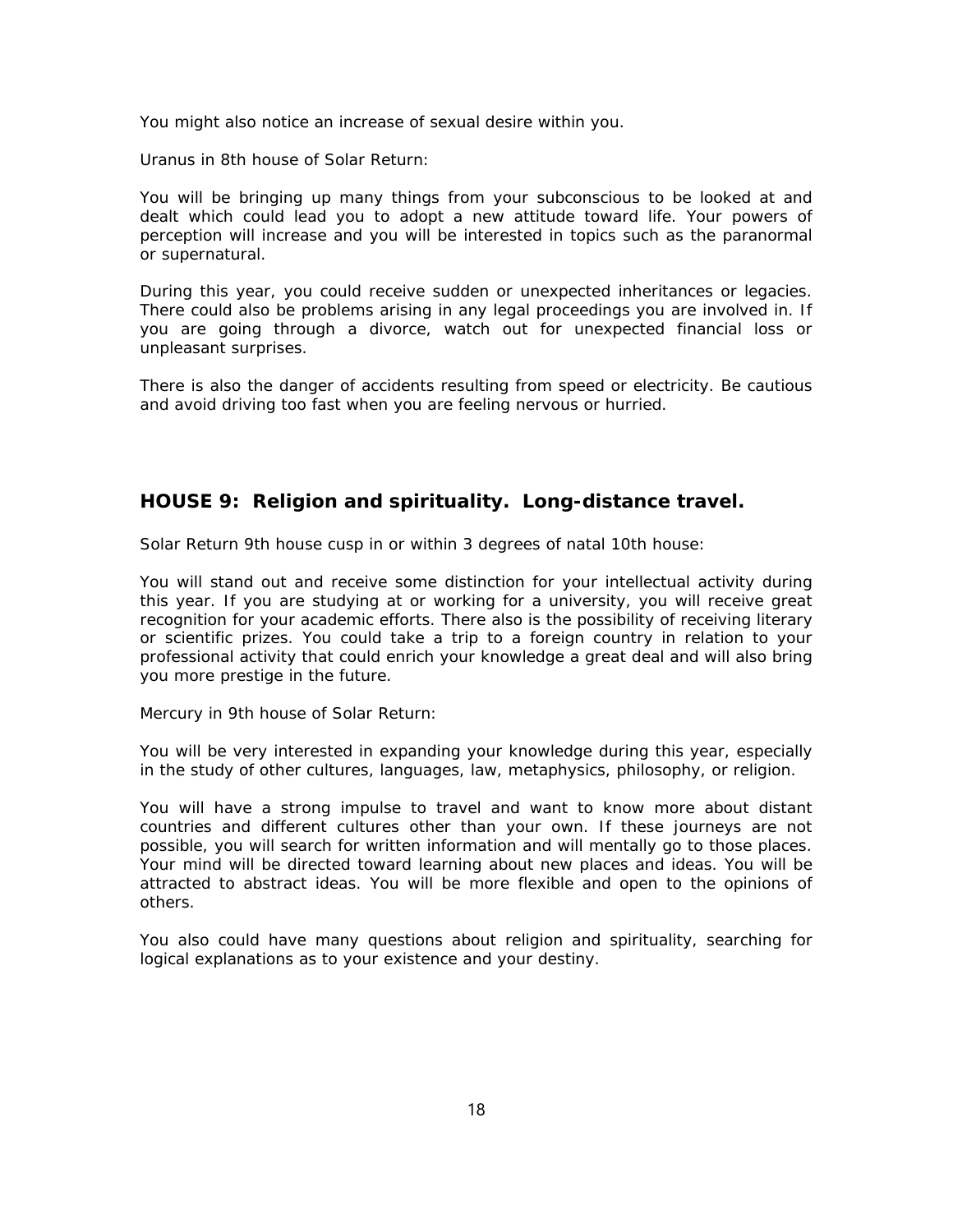You might also notice an increase of sexual desire within you.

Uranus in 8th house of Solar Return:

You will be bringing up many things from your subconscious to be looked at and dealt which could lead you to adopt a new attitude toward life. Your powers of perception will increase and you will be interested in topics such as the paranormal or supernatural.

During this year, you could receive sudden or unexpected inheritances or legacies. There could also be problems arising in any legal proceedings you are involved in. If you are going through a divorce, watch out for unexpected financial loss or unpleasant surprises.

There is also the danger of accidents resulting from speed or electricity. Be cautious and avoid driving too fast when you are feeling nervous or hurried.

## HOUSE 9: Religion and spirituality. Long-distance travel.

Solar Return 9th house cusp in or within 3 degrees of natal 10th house:

You will stand out and receive some distinction for your intellectual activity during this year. If you are studying at or working for a university, you will receive great recognition for your academic efforts. There also is the possibility of receiving literary or scientific prizes. You could take a trip to a foreign country in relation to your professional activity that could enrich your knowledge a great deal and will also bring you more prestige in the future.

Mercury in 9th house of Solar Return:

You will be very interested in expanding your knowledge during this year, especially in the study of other cultures, languages, law, metaphysics, philosophy, or religion.

You will have a strong impulse to travel and want to know more about distant countries and different cultures other than your own. If these journeys are not possible, you will search for written information and will mentally go to those places. Your mind will be directed toward learning about new places and ideas. You will be attracted to abstract ideas. You will be more flexible and open to the opinions of others.

You also could have many questions about religion and spirituality, searching for logical explanations as to your existence and your destiny.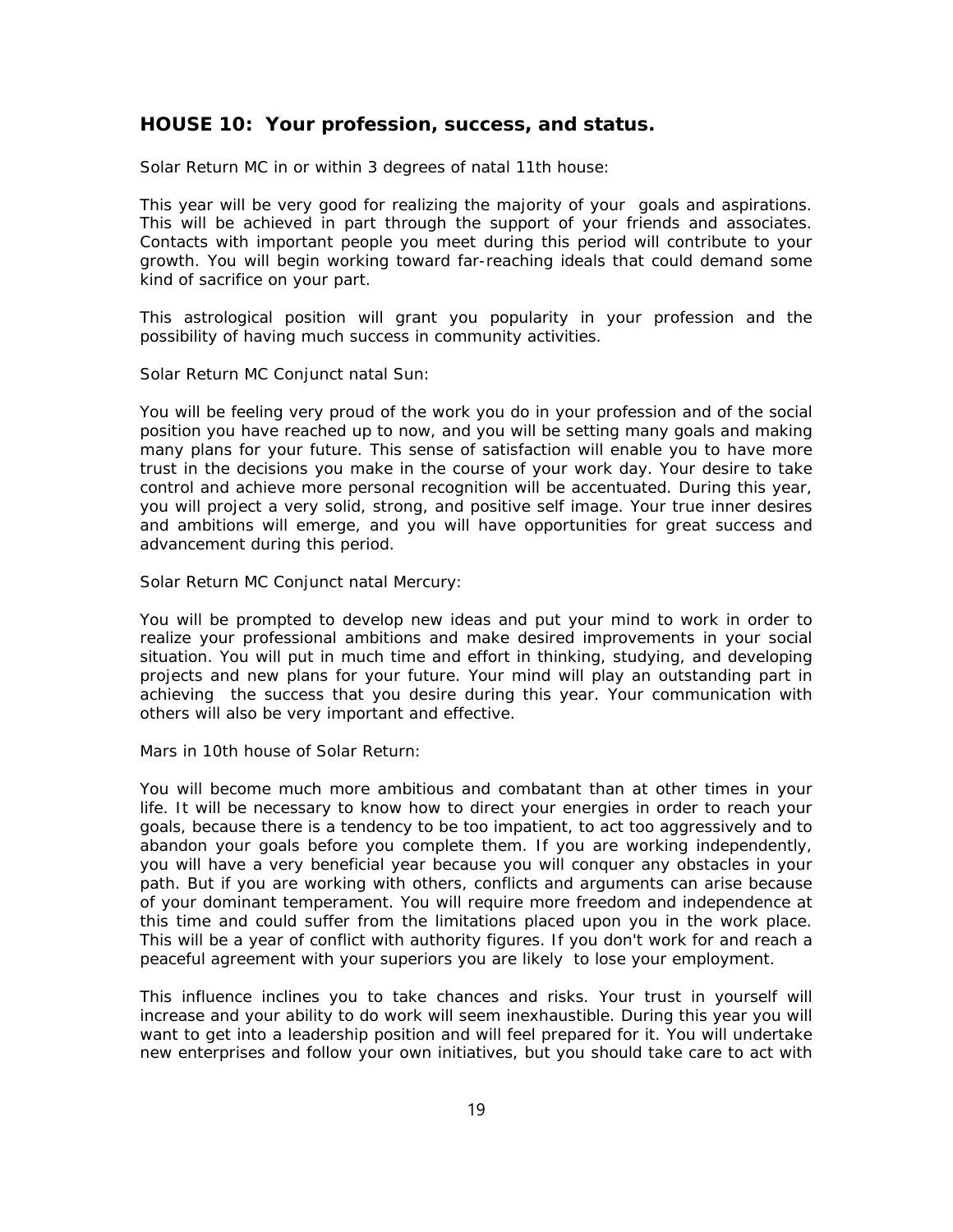## HOUSE 10: Your profession, success, and status.

Solar Return MC in or within 3 degrees of natal 11th house:

This year will be very good for realizing the majority of your goals and aspirations. This will be achieved in part through the support of your friends and associates. Contacts with important people you meet during this period will contribute to your growth. You will begin working toward far-reaching ideals that could demand some kind of sacrifice on your part.

This astrological position will grant you popularity in your profession and the possibility of having much success in community activities.

Solar Return MC Conjunct natal Sun:

You will be feeling very proud of the work you do in your profession and of the social position you have reached up to now, and you will be setting many goals and making many plans for your future. This sense of satisfaction will enable you to have more trust in the decisions you make in the course of your work day. Your desire to take control and achieve more personal recognition will be accentuated. During this year, you will project a very solid, strong, and positive self image. Your true inner desires and ambitions will emerge, and you will have opportunities for great success and advancement during this period.

Solar Return MC Conjunct natal Mercury:

You will be prompted to develop new ideas and put your mind to work in order to realize your professional ambitions and make desired improvements in your social situation. You will put in much time and effort in thinking, studying, and developing projects and new plans for your future. Your mind will play an outstanding part in achieving the success that you desire during this year. Your communication with others will also be very important and effective.

Mars in 10th house of Solar Return:

You will become much more ambitious and combatant than at other times in your life. It will be necessary to know how to direct your energies in order to reach your goals, because there is a tendency to be too impatient, to act too aggressively and to abandon your goals before you complete them. If you are working independently, you will have a very beneficial year because you will conquer any obstacles in your path. But if you are working with others, conflicts and arguments can arise because of your dominant temperament. You will require more freedom and independence at this time and could suffer from the limitations placed upon you in the work place. This will be a year of conflict with authority figures. If you don't work for and reach a peaceful agreement with your superiors you are likely to lose your employment.

This influence inclines you to take chances and risks. Your trust in yourself will increase and your ability to do work will seem inexhaustible. During this year you will want to get into a leadership position and will feel prepared for it. You will undertake new enterprises and follow your own initiatives, but you should take care to act with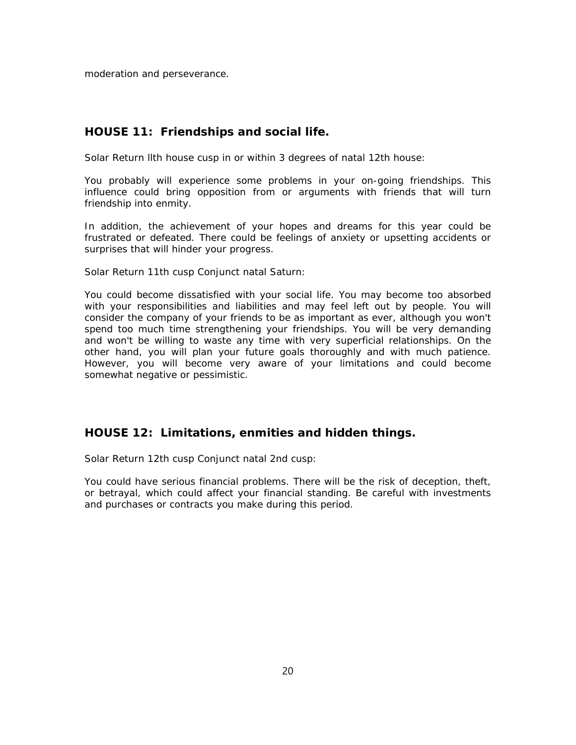moderation and perseverance.

## HOUSE 11: Friendships and social life.

Solar Return llth house cusp in or within 3 degrees of natal 12th house:

You probably will experience some problems in your on-going friendships. This influence could bring opposition from or arguments with friends that will turn friendship into enmity.

In addition, the achievement of your hopes and dreams for this year could be frustrated or defeated. There could be feelings of anxiety or upsetting accidents or surprises that will hinder your progress.

Solar Return 11th cusp Conjunct natal Saturn:

You could become dissatisfied with your social life. You may become too absorbed with your responsibilities and liabilities and may feel left out by people. You will consider the company of your friends to be as important as ever, although you won't spend too much time strengthening your friendships. You will be very demanding and won't be willing to waste any time with very superficial relationships. On the other hand, you will plan your future goals thoroughly and with much patience. However, you will become very aware of your limitations and could become somewhat negative or pessimistic.

## HOUSE 12: Limitations, enmities and hidden things.

Solar Return 12th cusp Conjunct natal 2nd cusp:

You could have serious financial problems. There will be the risk of deception, theft, or betrayal, which could affect your financial standing. Be careful with investments and purchases or contracts you make during this period.